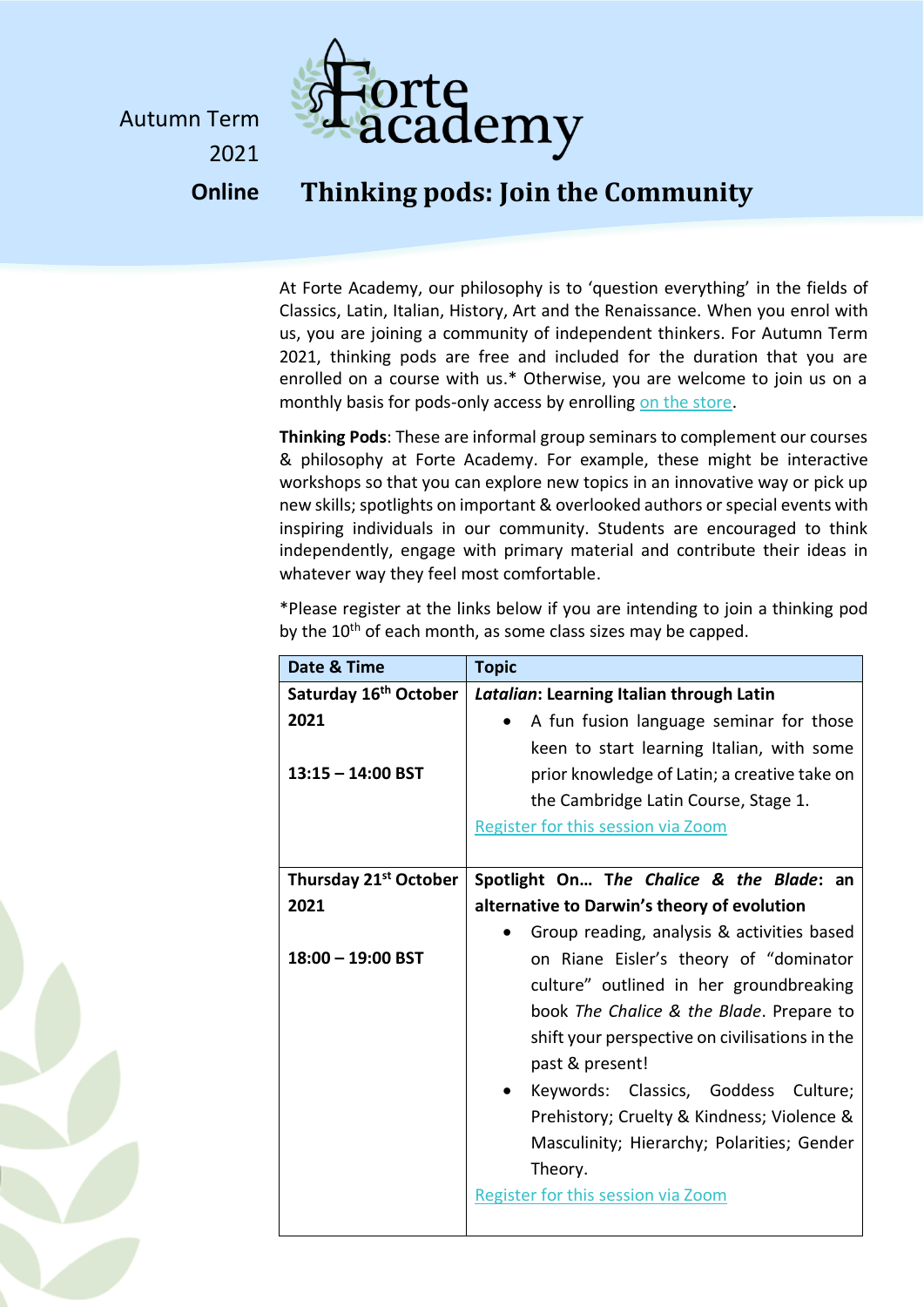Autumn Term 2021

**Online**

# Forte Academy

## Thinking pods: Join the Community

At Forte Academy, our philosophy is to 'question everything' in the fields of Classics, Latin, Italian, History, Art and the Renaissance. When you enrol with us, you are joining a community of independent thinkers. For Autumn Term 2021, thinking pods are free and included for the duration that you are enrolled on a course with us.* Otherwise, you are welcome to join us on a monthly basis for pods-only access by enrolling [on the store](#).

**Thinking Pods**: These are informal group seminars to complement our courses & philosophy at Forte Academy. For example, these might be interactive workshops so that you can explore new topics in an innovative way or pick up new skills; spotlights on important & overlooked authors or special events with inspiring individuals in our community. Students are encouraged to think independently, engage with primary material and contribute their ideas in whatever way they feel most comfortable.

*Please register at the links below if you are intending to join a thinking pod by the 10th of each month, as some class sizes may be capped.

| Date & Time | Topic |
|---|---|
| **Saturday 16th October 2021**<br><br>**13:15 – 14:00 BST** | ***Latalian*: Learning Italian through Latin**<br>• A fun fusion language seminar for those keen to start learning Italian, with some prior knowledge of Latin; a creative take on the Cambridge Latin Course, Stage 1.<br>[Register for this session via Zoom](#) |
| **Thursday 21st October 2021**<br><br>**18:00 – 19:00 BST** | **Spotlight On… T*he Chalice & the Blade*: an alternative to Darwin's theory of evolution**<br>• Group reading, analysis & activities based on Riane Eisler's theory of "dominator culture" outlined in her groundbreaking book *The Chalice & the Blade*. Prepare to shift your perspective on civilisations in the past & present!<br>• Keywords: Classics, Goddess Culture; Prehistory; Cruelty & Kindness; Violence & Masculinity; Hierarchy; Polarities; Gender Theory.<br>[Register for this session via Zoom](#) |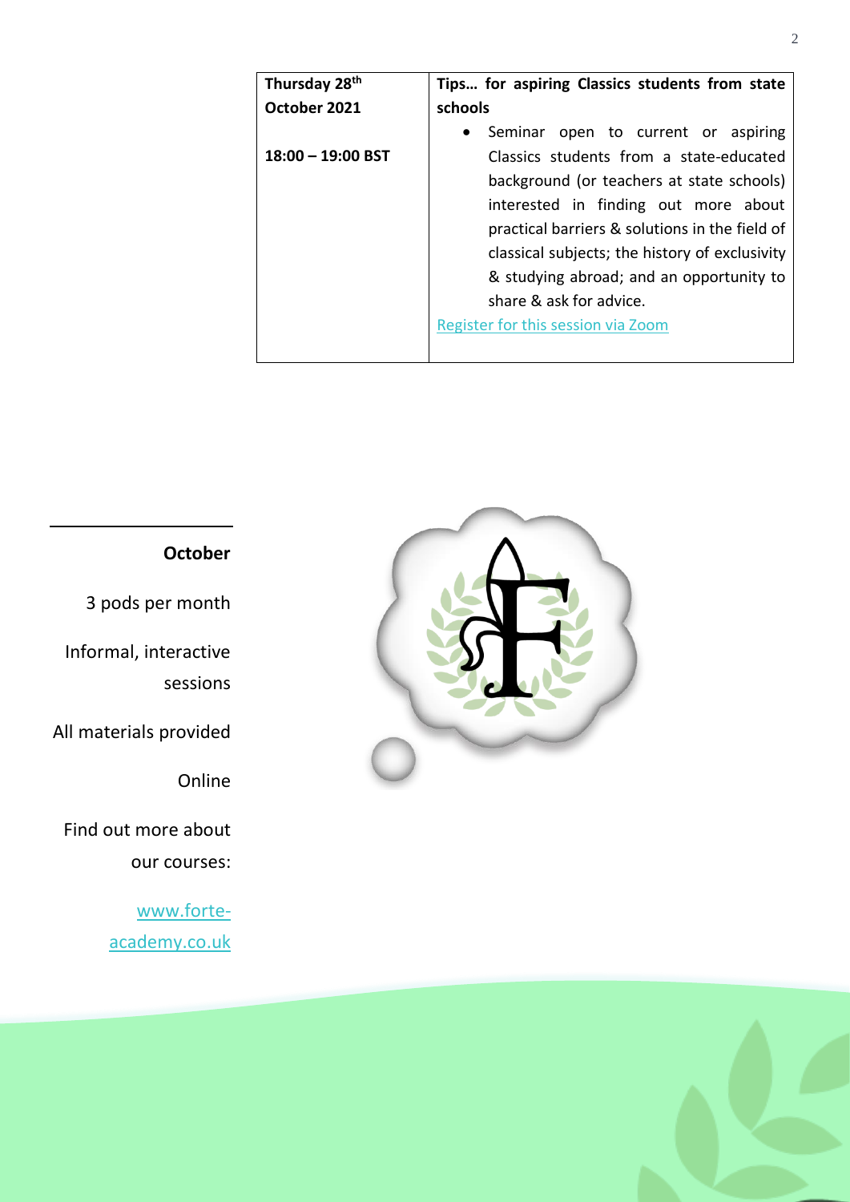| | |
|---|---|
| **Thursday 28th October 2021**<br><br>**18:00 – 19:00 BST** | **Tips… for aspiring Classics students from state schools**<br>• Seminar open to current or aspiring Classics students from a state-educated background (or teachers at state schools) interested in finding out more about practical barriers & solutions in the field of classical subjects; the history of exclusivity & studying abroad; and an opportunity to share & ask for advice.<br>Register for this session via Zoom |

**October**

3 pods per month

Informal, interactive sessions

All materials provided

Online

Find out more about our courses:

www.forte-academy.co.uk